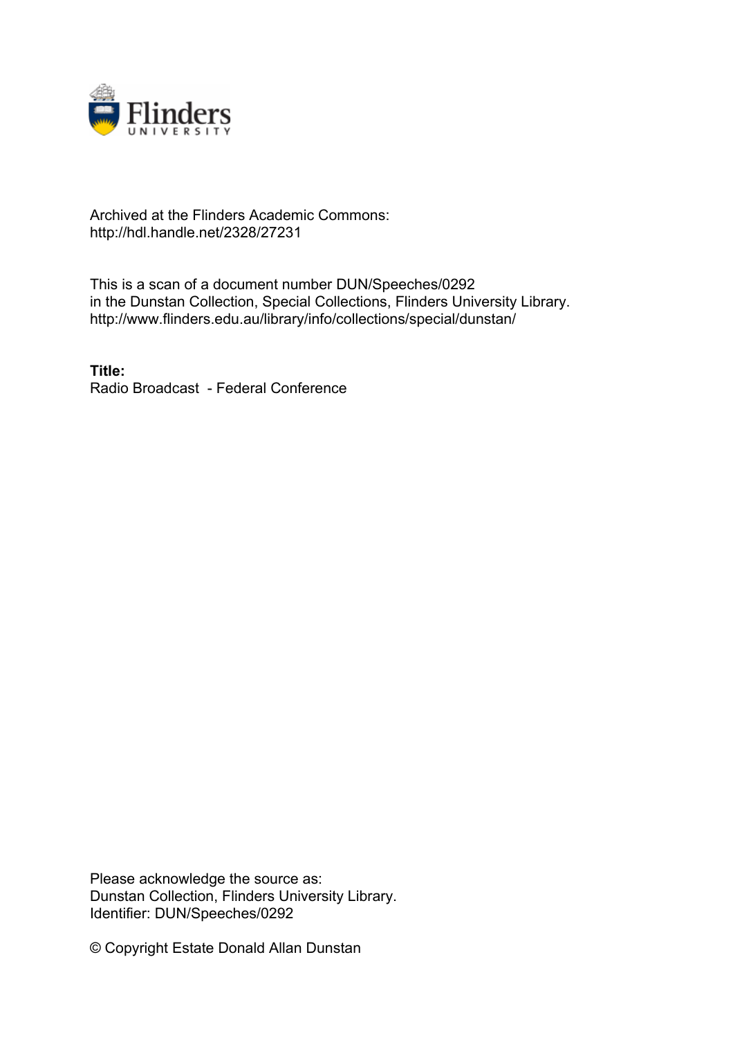Archived at the Flinders Academic Commons:
http://hdl.handle.net/2328/27231

This is a scan of a document number DUN/Speeches/0292
in the Dunstan Collection, Special Collections, Flinders University Library.
http://www.flinders.edu.au/library/info/collections/special/dunstan/

**Title:**
Radio Broadcast - Federal Conference

Please acknowledge the source as:
Dunstan Collection, Flinders University Library.
Identifier: DUN/Speeches/0292

© Copyright Estate Donald Allan Dunstan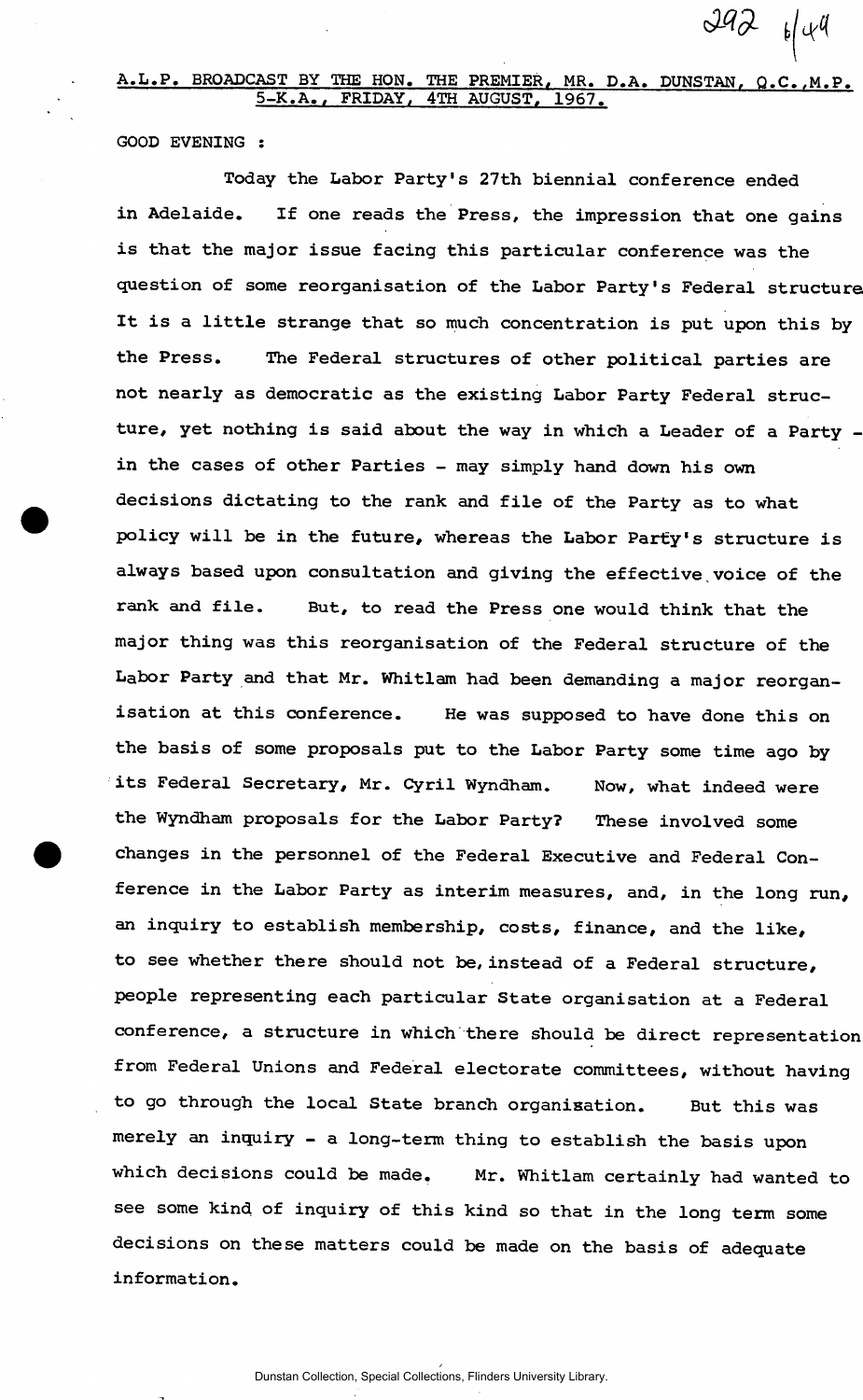A.L.P. BROADCAST BY THE HON. THE PREMIER, MR. D.A. DUNSTAN, Q.C.,M.P. 5-K.A., FRIDAY, 4TH AUGUST, 1967.

GOOD EVENING :

Today the Labor Party's 27th biennial conference ended in Adelaide. If one reads the Press, the impression that one gains is that the major issue facing this particular conference was the question of some reorganisation of the Labor Party's Federal structure. It is a little strange that so much concentration is put upon this by the Press. The Federal structures of other political parties are not nearly as democratic as the existing Labor Party Federal structure, yet nothing is said about the way in which a Leader of a Party - in the cases of other Parties - may simply hand down his own decisions dictating to the rank and file of the Party as to what policy will be in the future, whereas the Labor Party's structure is always based upon consultation and giving the effective voice of the rank and file. But, to read the Press one would think that the major thing was this reorganisation of the Federal structure of the Labor Party and that Mr. Whitlam had been demanding a major reorganisation at this conference. He was supposed to have done this on the basis of some proposals put to the Labor Party some time ago by its Federal Secretary, Mr. Cyril Wyndham. Now, what indeed were the Wyndham proposals for the Labor Party? These involved some changes in the personnel of the Federal Executive and Federal Conference in the Labor Party as interim measures, and, in the long run, an inquiry to establish membership, costs, finance, and the like, to see whether there should not be, instead of a Federal structure, people representing each particular State organisation at a Federal conference, a structure in which there should be direct representation from Federal Unions and Federal electorate committees, without having to go through the local State branch organisation. But this was merely an inquiry - a long-term thing to establish the basis upon which decisions could be made. Mr. Whitlam certainly had wanted to see some kind of inquiry of this kind so that in the long term some decisions on these matters could be made on the basis of adequate information.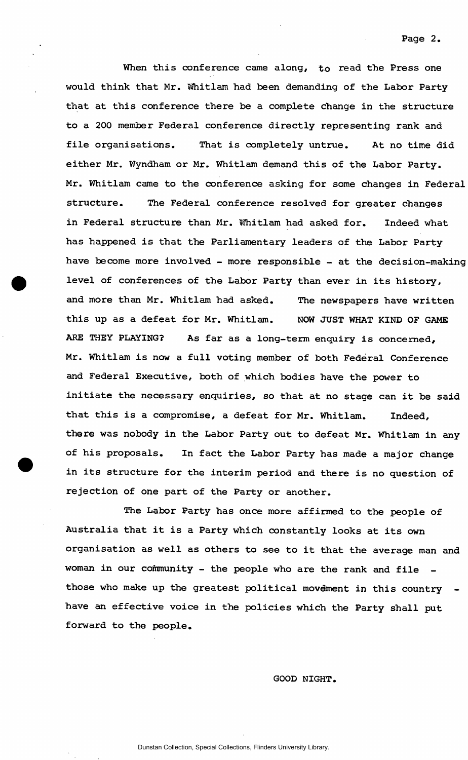When this conference came along, to read the Press one would think that Mr. Whitlam had been demanding of the Labor Party that at this conference there be a complete change in the structure to a 200 member Federal conference directly representing rank and file organisations. That is completely untrue. At no time did either Mr. Wyndham or Mr. Whitlam demand this of the Labor Party. Mr. Whitlam came to the conference asking for some changes in Federal structure. The Federal conference resolved for greater changes in Federal structure than Mr. Whitlam had asked for. Indeed what has happened is that the Parliamentary leaders of the Labor Party have become more involved - more responsible - at the decision-making level of conferences of the Labor Party than ever in its history, and more than Mr. Whitlam had asked. The newspapers have written this up as a defeat for Mr. Whitlam. NOW JUST WHAT KIND OF GAME ARE THEY PLAYING? As far as a long-term enquiry is concerned, Mr. Whitlam is now a full voting member of both Federal Conference and Federal Executive, both of which bodies have the power to initiate the necessary enquiries, so that at no stage can it be said that this is a compromise, a defeat for Mr. Whitlam. Indeed, there was nobody in the Labor Party out to defeat Mr. Whitlam in any of his proposals. In fact the Labor Party has made a major change in its structure for the interim period and there is no question of rejection of one part of the Party or another.

The Labor Party has once more affirmed to the people of Australia that it is a Party which constantly looks at its own organisation as well as others to see to it that the average man and woman in our community - the people who are the rank and file - those who make up the greatest political movement in this country - have an effective voice in the policies which the Party shall put forward to the people.

GOOD NIGHT.

Dunstan Collection, Special Collections, Flinders University Library.